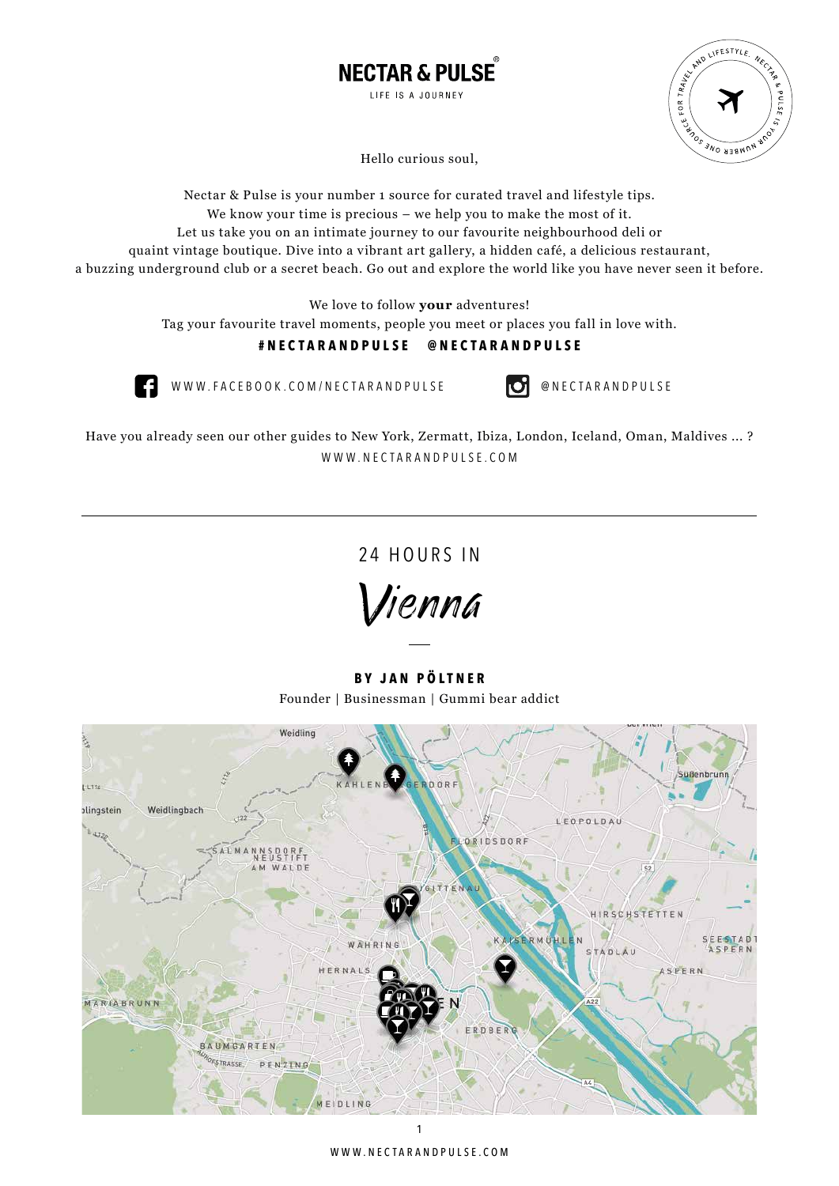NECTAR & PULSE®

LIFE IS A JOURNEY

Hello curious soul,

Nectar & Pulse is your number 1 source for curated travel and lifestyle tips.
We know your time is precious – we help you to make the most of it.
Let us take you on an intimate journey to our favourite neighbourhood deli or
quaint vintage boutique. Dive into a vibrant art gallery, a hidden café, a delicious restaurant,
a buzzing underground club or a secret beach. Go out and explore the world like you have never seen it before.

We love to follow **your** adventures!
Tag your favourite travel moments, people you meet or places you fall in love with.

**#NECTARANDPULSE @NECTARANDPULSE**

WWW.FACEBOOK.COM/NECTARANDPULSE

@NECTARANDPULSE

Have you already seen our other guides to New York, Zermatt, Ibiza, London, Iceland, Oman, Maldives ... ?
WWW.NECTARANDPULSE.COM

---

# 24 HOURS IN *Vienna*

**BY JAN PÖLTNER**

Founder | Businessman | Gummi bear addict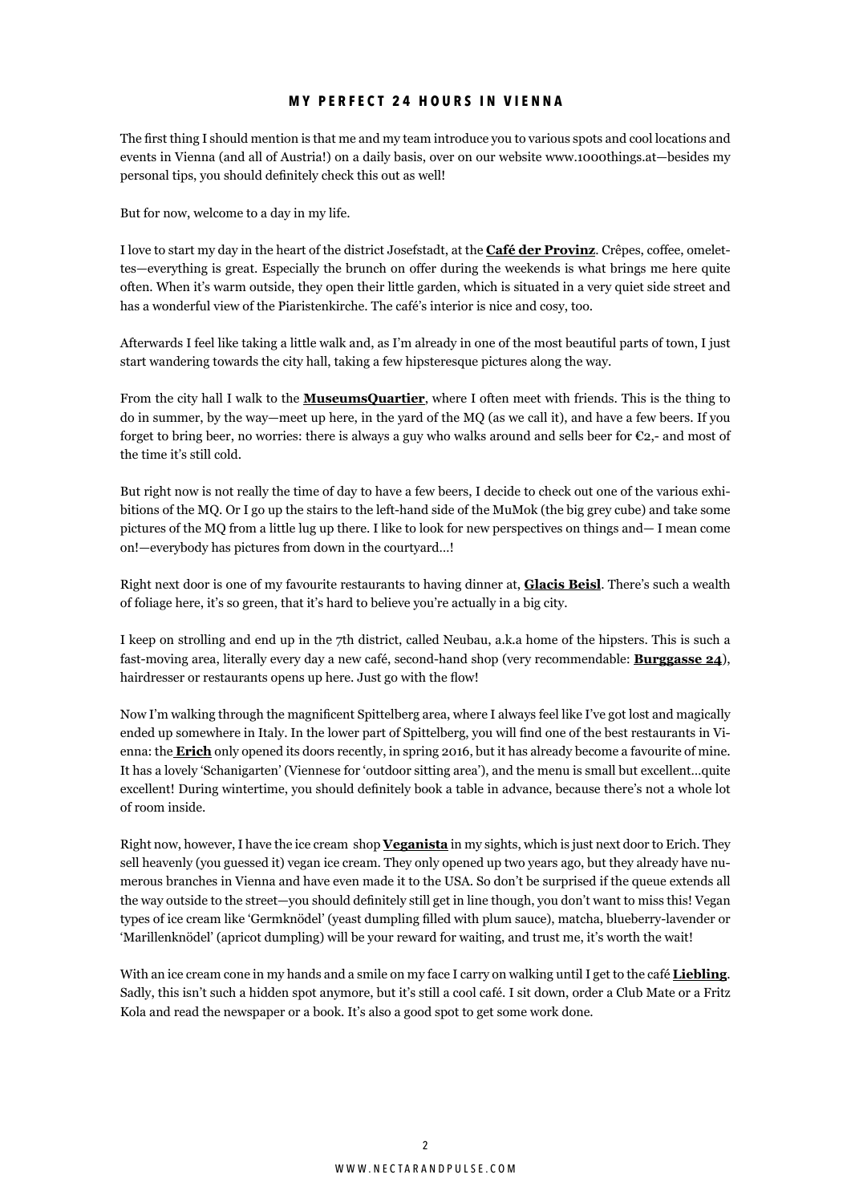## MY PERFECT 24 HOURS IN VIENNA

The first thing I should mention is that me and my team introduce you to various spots and cool locations and events in Vienna (and all of Austria!) on a daily basis, over on our website www.1000things.at—besides my personal tips, you should definitely check this out as well!

But for now, welcome to a day in my life.

I love to start my day in the heart of the district Josefstadt, at the **Café der Provinz**. Crêpes, coffee, omelettes—everything is great. Especially the brunch on offer during the weekends is what brings me here quite often. When it's warm outside, they open their little garden, which is situated in a very quiet side street and has a wonderful view of the Piaristenkirche. The café's interior is nice and cosy, too.

Afterwards I feel like taking a little walk and, as I'm already in one of the most beautiful parts of town, I just start wandering towards the city hall, taking a few hipsteresque pictures along the way.

From the city hall I walk to the **MuseumsQuartier**, where I often meet with friends. This is the thing to do in summer, by the way—meet up here, in the yard of the MQ (as we call it), and have a few beers. If you forget to bring beer, no worries: there is always a guy who walks around and sells beer for €2,- and most of the time it's still cold.

But right now is not really the time of day to have a few beers, I decide to check out one of the various exhibitions of the MQ. Or I go up the stairs to the left-hand side of the MuMok (the big grey cube) and take some pictures of the MQ from a little lug up there. I like to look for new perspectives on things and— I mean come on!—everybody has pictures from down in the courtyard...!

Right next door is one of my favourite restaurants to having dinner at, **Glacis Beisl**. There's such a wealth of foliage here, it's so green, that it's hard to believe you're actually in a big city.

I keep on strolling and end up in the 7th district, called Neubau, a.k.a home of the hipsters. This is such a fast-moving area, literally every day a new café, second-hand shop (very recommendable: **Burggasse 24**), hairdresser or restaurants opens up here. Just go with the flow!

Now I'm walking through the magnificent Spittelberg area, where I always feel like I've got lost and magically ended up somewhere in Italy. In the lower part of Spittelberg, you will find one of the best restaurants in Vienna: the **Erich** only opened its doors recently, in spring 2016, but it has already become a favourite of mine. It has a lovely 'Schanigarten' (Viennese for 'outdoor sitting area'), and the menu is small but excellent...quite excellent! During wintertime, you should definitely book a table in advance, because there's not a whole lot of room inside.

Right now, however, I have the ice cream shop **Veganista** in my sights, which is just next door to Erich. They sell heavenly (you guessed it) vegan ice cream. They only opened up two years ago, but they already have numerous branches in Vienna and have even made it to the USA. So don't be surprised if the queue extends all the way outside to the street—you should definitely still get in line though, you don't want to miss this! Vegan types of ice cream like 'Germknödel' (yeast dumpling filled with plum sauce), matcha, blueberry-lavender or 'Marillenknödel' (apricot dumpling) will be your reward for waiting, and trust me, it's worth the wait!

With an ice cream cone in my hands and a smile on my face I carry on walking until I get to the café **Liebling**. Sadly, this isn't such a hidden spot anymore, but it's still a cool café. I sit down, order a Club Mate or a Fritz Kola and read the newspaper or a book. It's also a good spot to get some work done.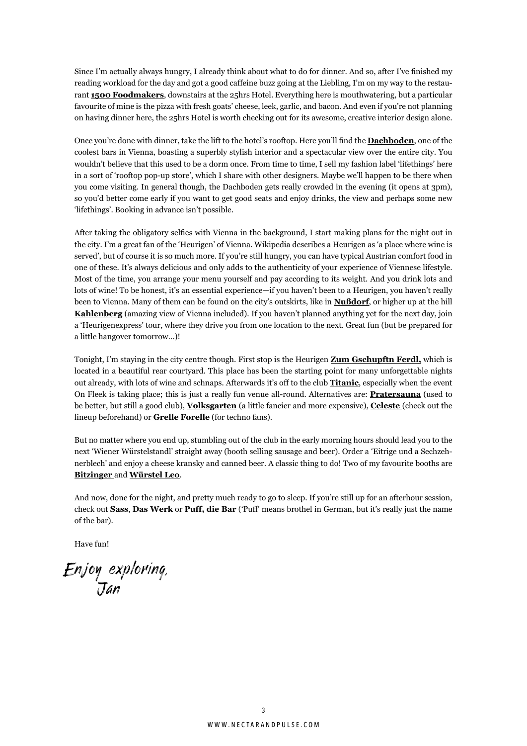Since I'm actually always hungry, I already think about what to do for dinner. And so, after I've finished my reading workload for the day and got a good caffeine buzz going at the Liebling, I'm on my way to the restaurant **1500 Foodmakers**, downstairs at the 25hrs Hotel. Everything here is mouthwatering, but a particular favourite of mine is the pizza with fresh goats' cheese, leek, garlic, and bacon. And even if you're not planning on having dinner here, the 25hrs Hotel is worth checking out for its awesome, creative interior design alone.

Once you're done with dinner, take the lift to the hotel's rooftop. Here you'll find the **Dachboden**, one of the coolest bars in Vienna, boasting a superbly stylish interior and a spectacular view over the entire city. You wouldn't believe that this used to be a dorm once. From time to time, I sell my fashion label 'lifethings' here in a sort of 'rooftop pop-up store', which I share with other designers. Maybe we'll happen to be there when you come visiting. In general though, the Dachboden gets really crowded in the evening (it opens at 3pm), so you'd better come early if you want to get good seats and enjoy drinks, the view and perhaps some new 'lifethings'. Booking in advance isn't possible.

After taking the obligatory selfies with Vienna in the background, I start making plans for the night out in the city. I'm a great fan of the 'Heurigen' of Vienna. Wikipedia describes a Heurigen as 'a place where wine is served', but of course it is so much more. If you're still hungry, you can have typical Austrian comfort food in one of these. It's always delicious and only adds to the authenticity of your experience of Viennese lifestyle. Most of the time, you arrange your menu yourself and pay according to its weight. And you drink lots and lots of wine! To be honest, it's an essential experience—if you haven't been to a Heurigen, you haven't really been to Vienna. Many of them can be found on the city's outskirts, like in **Nußdorf**, or higher up at the hill **Kahlenberg** (amazing view of Vienna included). If you haven't planned anything yet for the next day, join a 'Heurigenexpress' tour, where they drive you from one location to the next. Great fun (but be prepared for a little hangover tomorrow…)!

Tonight, I'm staying in the city centre though. First stop is the Heurigen **Zum Gschupftn Ferdl,** which is located in a beautiful rear courtyard. This place has been the starting point for many unforgettable nights out already, with lots of wine and schnaps. Afterwards it's off to the club **Titanic**, especially when the event On Fleek is taking place; this is just a really fun venue all-round. Alternatives are: **Pratersauna** (used to be better, but still a good club), **Volksgarten** (a little fancier and more expensive), **Celeste** (check out the lineup beforehand) or **Grelle Forelle** (for techno fans).

But no matter where you end up, stumbling out of the club in the early morning hours should lead you to the next 'Wiener Würstelstandl' straight away (booth selling sausage and beer). Order a 'Eitrige und a Sechzehnerblech' and enjoy a cheese kransky and canned beer. A classic thing to do! Two of my favourite booths are **Bitzinger** and **Würstel Leo**.

And now, done for the night, and pretty much ready to go to sleep. If you're still up for an afterhour session, check out **Sass**, **Das Werk** or **Puff, die Bar** ('Puff' means brothel in German, but it's really just the name of the bar).

Have fun!

*Enjoy exploring,*
*Jan*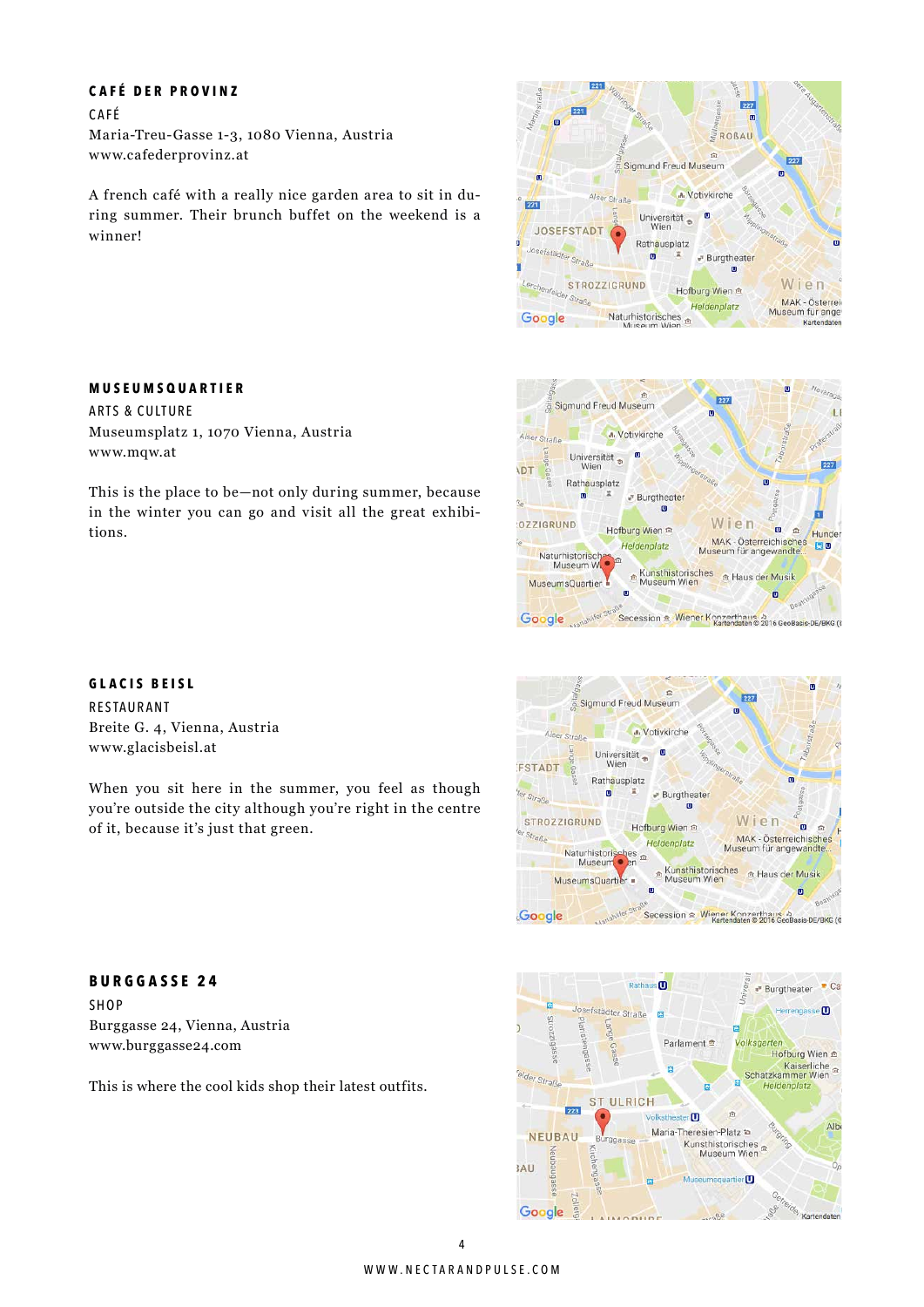## CAFÉ DER PROVINZ

CAFÉ

Maria-Treu-Gasse 1-3, 1080 Vienna, Austria
www.cafederprovinz.at

A french café with a really nice garden area to sit in during summer. Their brunch buffet on the weekend is a winner!

## MUSEUMSQUARTIER

ARTS & CULTURE

Museumsplatz 1, 1070 Vienna, Austria
www.mqw.at

This is the place to be—not only during summer, because in the winter you can go and visit all the great exhibitions.

## GLACIS BEISL

RESTAURANT

Breite G. 4, Vienna, Austria
www.glacisbeisl.at

When you sit here in the summer, you feel as though you're outside the city although you're right in the centre of it, because it's just that green.

## BURGGASSE 24

SHOP

Burggasse 24, Vienna, Austria
www.burggasse24.com

This is where the cool kids shop their latest outfits.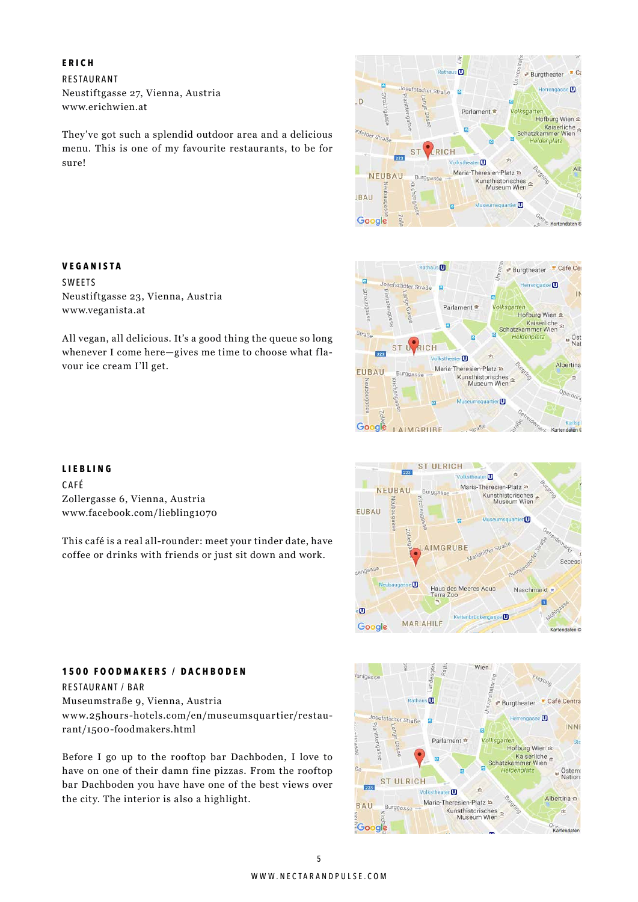## ERICH

RESTAURANT

Neustiftgasse 27, Vienna, Austria

www.erichwien.at

They've got such a splendid outdoor area and a delicious menu. This is one of my favourite restaurants, to be for sure!

## VEGANISTA

SWEETS

Neustiftgasse 23, Vienna, Austria

www.veganista.at

All vegan, all delicious. It's a good thing the queue so long whenever I come here—gives me time to choose what flavour ice cream I'll get.

## LIEBLING

CAFÉ

Zollergasse 6, Vienna, Austria

www.facebook.com/liebling1070

This café is a real all-rounder: meet your tinder date, have coffee or drinks with friends or just sit down and work.

## 1500 FOODMAKERS / DACHBODEN

RESTAURANT / BAR

Museumstraße 9, Vienna, Austria

www.25hours-hotels.com/en/museumsquartier/restaurant/1500-foodmakers.html

Before I go up to the rooftop bar Dachboden, I love to have on one of their damn fine pizzas. From the rooftop bar Dachboden you have have one of the best views over the city. The interior is also a highlight.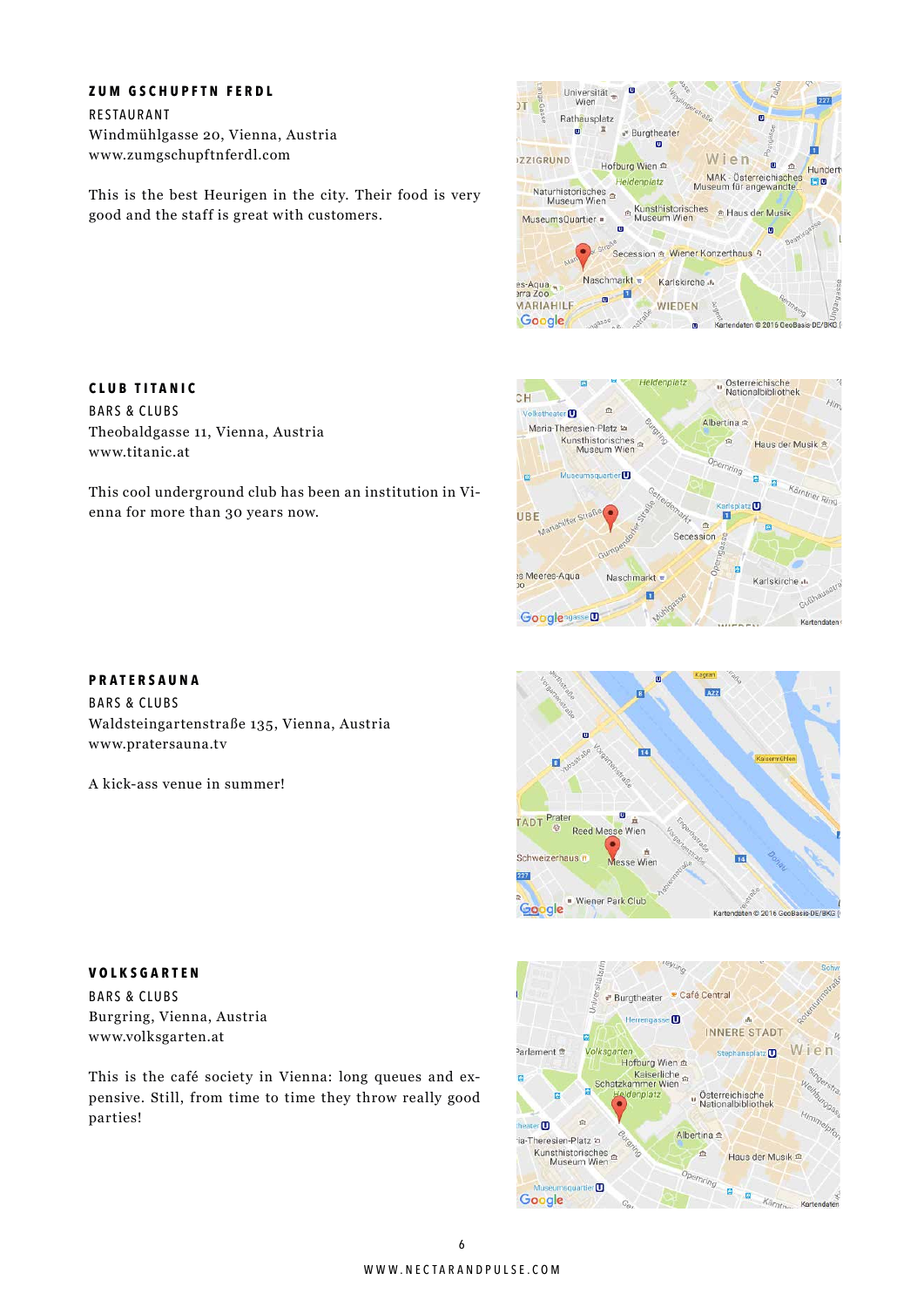## ZUM GSCHUPFTN FERDL

RESTAURANT
Windmühlgasse 20, Vienna, Austria
www.zumgschupftnferdl.com

This is the best Heurigen in the city. Their food is very good and the staff is great with customers.

## CLUB TITANIC

BARS & CLUBS
Theobaldgasse 11, Vienna, Austria
www.titanic.at

This cool underground club has been an institution in Vienna for more than 30 years now.

## PRATERSAUNA

BARS & CLUBS
Waldsteingartenstraße 135, Vienna, Austria
www.pratersauna.tv

A kick-ass venue in summer!

## VOLKSGARTEN

BARS & CLUBS
Burgring, Vienna, Austria
www.volksgarten.at

This is the café society in Vienna: long queues and expensive. Still, from time to time they throw really good parties!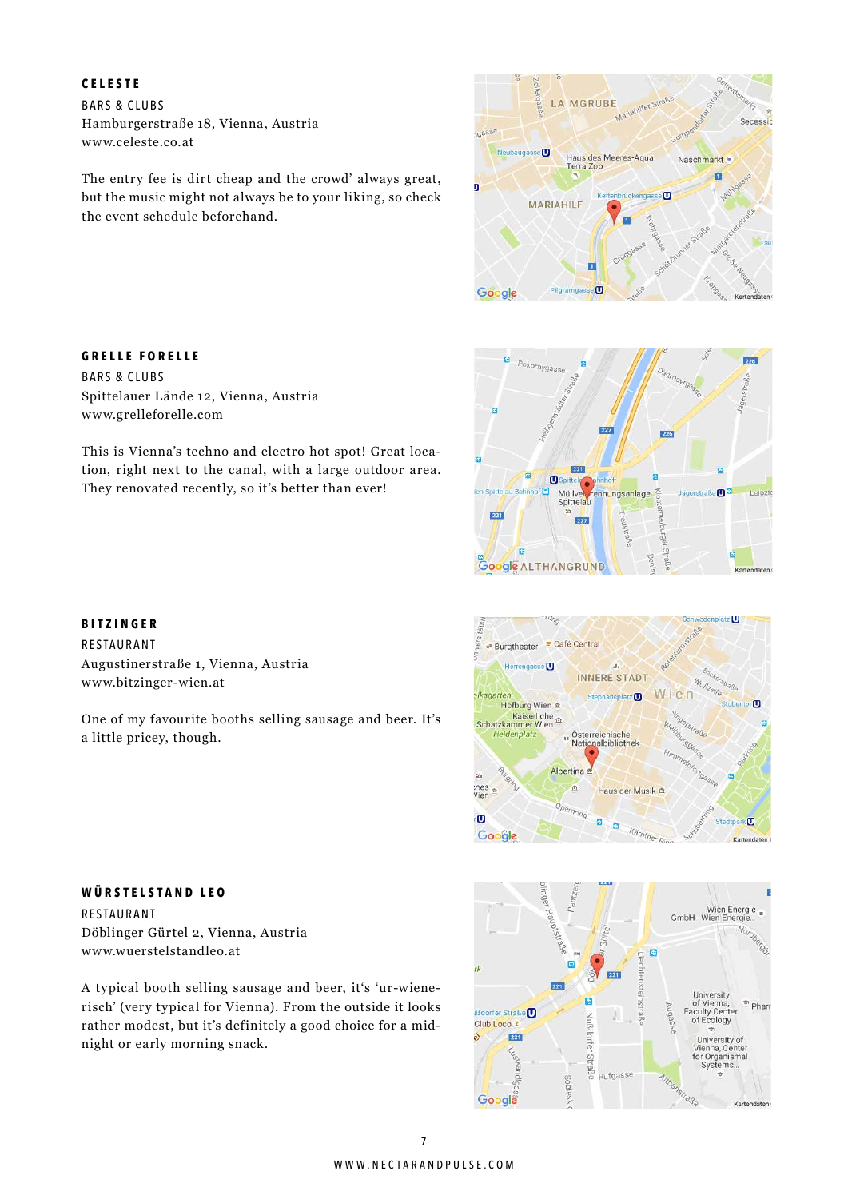## CELESTE

BARS & CLUBS
Hamburgerstraße 18, Vienna, Austria
www.celeste.co.at

The entry fee is dirt cheap and the crowd' always great, but the music might not always be to your liking, so check the event schedule beforehand.

## GRELLE FORELLE

BARS & CLUBS
Spittelauer Lände 12, Vienna, Austria
www.grelleforelle.com

This is Vienna's techno and electro hot spot! Great location, right next to the canal, with a large outdoor area. They renovated recently, so it's better than ever!

## BITZINGER

RESTAURANT
Augustinerstraße 1, Vienna, Austria
www.bitzinger-wien.at

One of my favourite booths selling sausage and beer. It's a little pricey, though.

## WÜRSTELSTAND LEO

RESTAURANT
Döblinger Gürtel 2, Vienna, Austria
www.wuerstelstandleo.at

A typical booth selling sausage and beer, it's 'ur-wienerisch' (very typical for Vienna). From the outside it looks rather modest, but it's definitely a good choice for a midnight or early morning snack.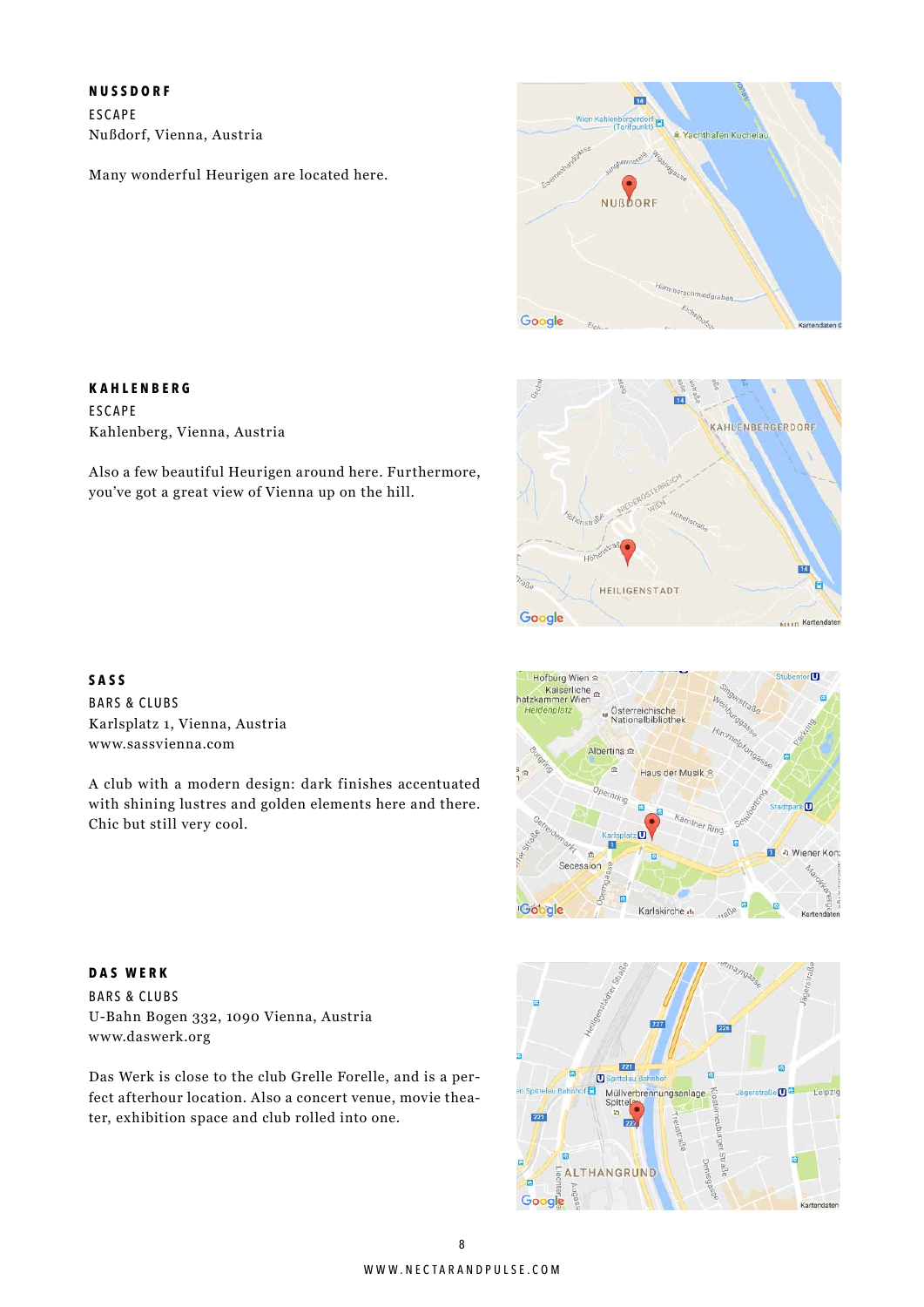## NUSSDORF

ESCAPE

Nußdorf, Vienna, Austria

Many wonderful Heurigen are located here.

## KAHLENBERG

ESCAPE

Kahlenberg, Vienna, Austria

Also a few beautiful Heurigen around here. Furthermore, you've got a great view of Vienna up on the hill.

## SASS

BARS & CLUBS

Karlsplatz 1, Vienna, Austria

www.sassvienna.com

A club with a modern design: dark finishes accentuated with shining lustres and golden elements here and there. Chic but still very cool.

## DAS WERK

BARS & CLUBS

U-Bahn Bogen 332, 1090 Vienna, Austria

www.daswerk.org

Das Werk is close to the club Grelle Forelle, and is a perfect afterhour location. Also a concert venue, movie theater, exhibition space and club rolled into one.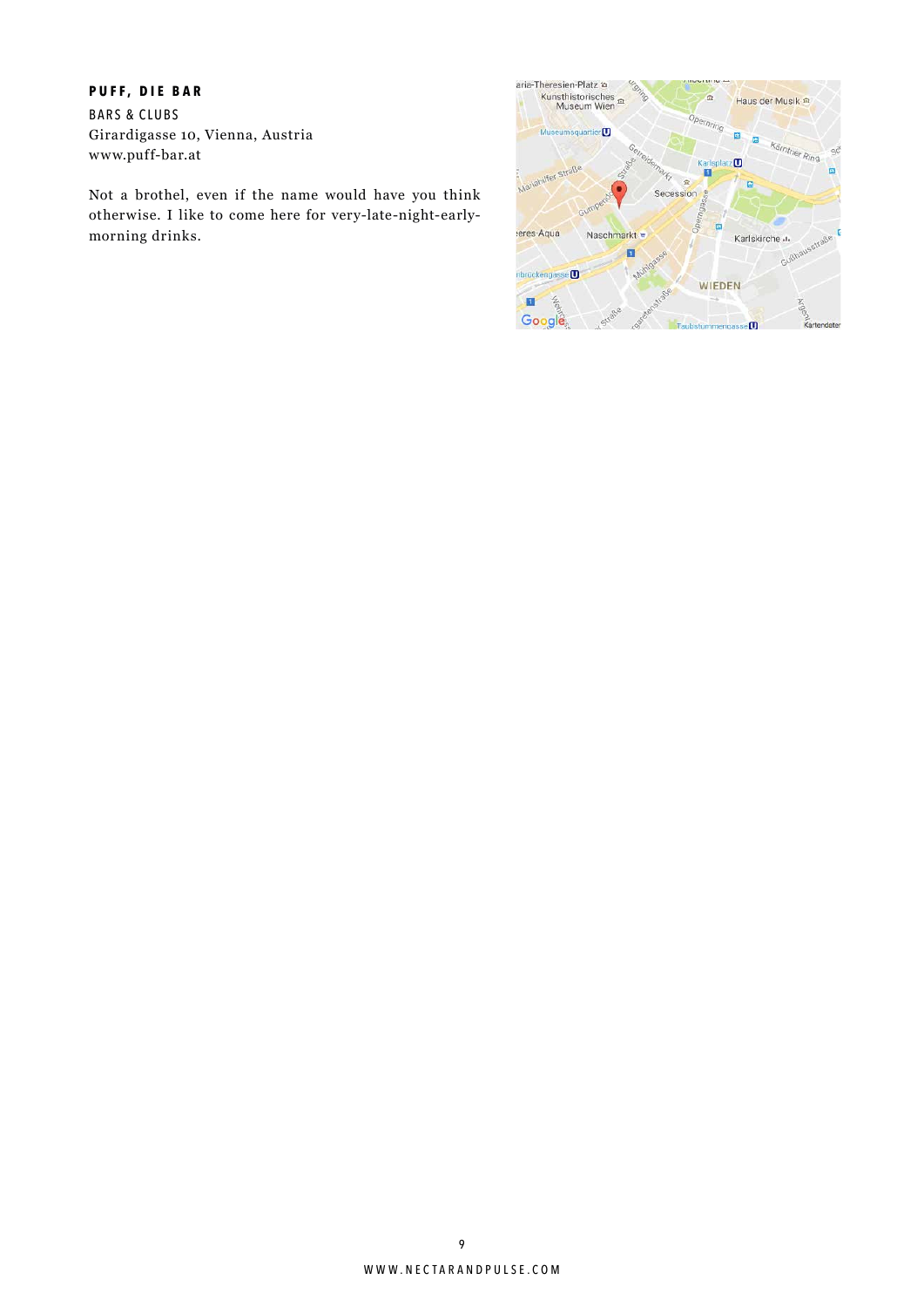### PUFF, DIE BAR

BARS & CLUBS
Girardigasse 10, Vienna, Austria
www.puff-bar.at

Not a brothel, even if the name would have you think otherwise. I like to come here for very-late-night-early-morning drinks.